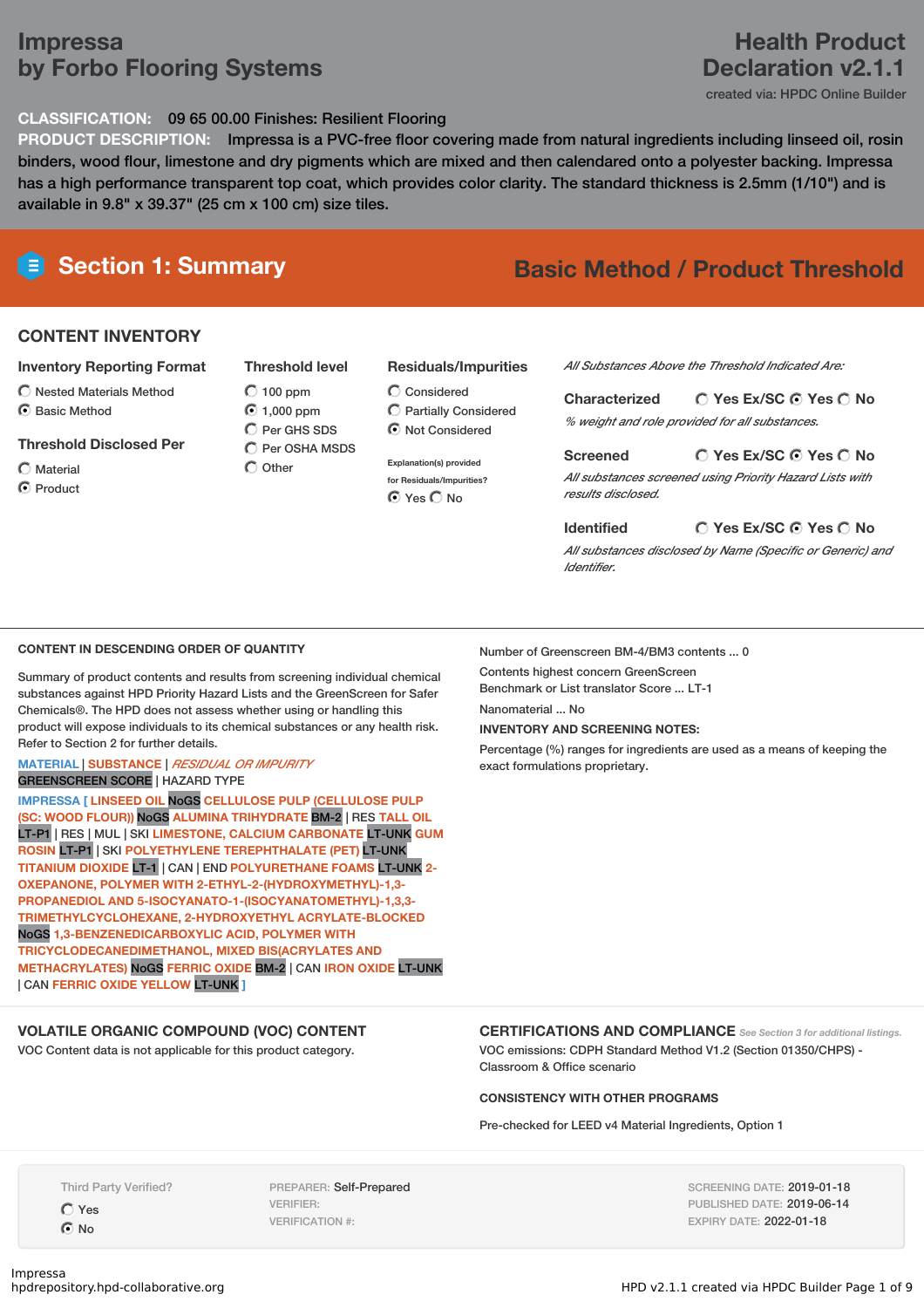# Impressa by Forbo Flooring Systems

# Health Product Declaration v2.1.1

created via: HPDC Online Builder

**CLASSIFICATION:** 09 65 00.00 Finishes: Resilient Flooring

**PRODUCT DESCRIPTION:** Impressa is a PVC-free floor covering made from natural ingredients including linseed oil, rosin binders, wood flour, limestone and dry pigments which are mixed and then calendared onto a polyester backing. Impressa has a high performance transparent top coat, which provides color clarity. The standard thickness is 2.5mm (1/10") and is available in 9.8" x 39.37" (25 cm x 100 cm) size tiles.

## Section 1: Summary

**Basic Method / Product Threshold**

### CONTENT INVENTORY

**Inventory Reporting Format**

- ○ Nested Materials Method
- ◉ Basic Method

**Threshold Disclosed Per**

- ○ Material
- ◉ Product

**Threshold level**

- ○ 100 ppm
- ◉ 1,000 ppm
- ○ Per GHS SDS
- ○ Per OSHA MSDS
- ○ Other

**Residuals/Impurities**

- ○ Considered
- ○ Partially Considered
- ◉ Not Considered

Explanation(s) provided for Residuals/Impurities?

◉ Yes ○ No

*All Substances Above the Threshold Indicated Are:*

**Characterized** ○ Yes Ex/SC ◉ Yes ○ No

*% weight and role provided for all substances.*

**Screened** ○ Yes Ex/SC ◉ Yes ○ No

*All substances screened using Priority Hazard Lists with results disclosed.*

**Identified** ○ Yes Ex/SC ◉ Yes ○ No

*All substances disclosed by Name (Specific or Generic) and Identifier.*

### CONTENT IN DESCENDING ORDER OF QUANTITY

Summary of product contents and results from screening individual chemical substances against HPD Priority Hazard Lists and the GreenScreen for Safer Chemicals®. The HPD does not assess whether using or handling this product will expose individuals to its chemical substances or any health risk. Refer to Section 2 for further details.

MATERIAL | SUBSTANCE | *RESIDUAL OR IMPURITY*
GREENSCREEN SCORE | HAZARD TYPE

**IMPRESSA [ LINSEED OIL** NoGS **CELLULOSE PULP (CELLULOSE PULP (SC: WOOD FLOUR))** NoGS **ALUMINA TRIHYDRATE** BM-2 | RES **TALL OIL** LT-P1 | RES | MUL | SKI **LIMESTONE, CALCIUM CARBONATE** LT-UNK **GUM ROSIN** LT-P1 | SKI **POLYETHYLENE TEREPHTHALATE (PET)** LT-UNK **TITANIUM DIOXIDE** LT-1 | CAN | END **POLYURETHANE FOAMS** LT-UNK **2-OXEPANONE, POLYMER WITH 2-ETHYL-2-(HYDROXYMETHYL)-1,3-PROPANEDIOL AND 5-ISOCYANATO-1-(ISOCYANATOMETHYL)-1,3,3-TRIMETHYLCYCLOHEXANE, 2-HYDROXYETHYL ACRYLATE-BLOCKED** NoGS **1,3-BENZENEDICARBOXYLIC ACID, POLYMER WITH TRICYCLODECANEDIMETHANOL, MIXED BIS(ACRYLATES AND METHACRYLATES)** NoGS **FERRIC OXIDE** BM-2 | CAN **IRON OXIDE** LT-UNK | CAN **FERRIC OXIDE YELLOW** LT-UNK **]**

Number of Greenscreen BM-4/BM3 contents ... 0

Contents highest concern GreenScreen Benchmark or List translator Score ... LT-1

Nanomaterial ... No

**INVENTORY AND SCREENING NOTES:**

Percentage (%) ranges for ingredients are used as a means of keeping the exact formulations proprietary.

### VOLATILE ORGANIC COMPOUND (VOC) CONTENT

VOC Content data is not applicable for this product category.

### CERTIFICATIONS AND COMPLIANCE

*See Section 3 for additional listings.*

VOC emissions: CDPH Standard Method V1.2 (Section 01350/CHPS) - Classroom & Office scenario

**CONSISTENCY WITH OTHER PROGRAMS**

Pre-checked for LEED v4 Material Ingredients, Option 1

Third Party Verified?

- ○ Yes
- ◉ No

PREPARER: Self-Prepared
VERIFIER:
VERIFICATION #:

SCREENING DATE: 2019-01-18
PUBLISHED DATE: 2019-06-14
EXPIRY DATE: 2022-01-18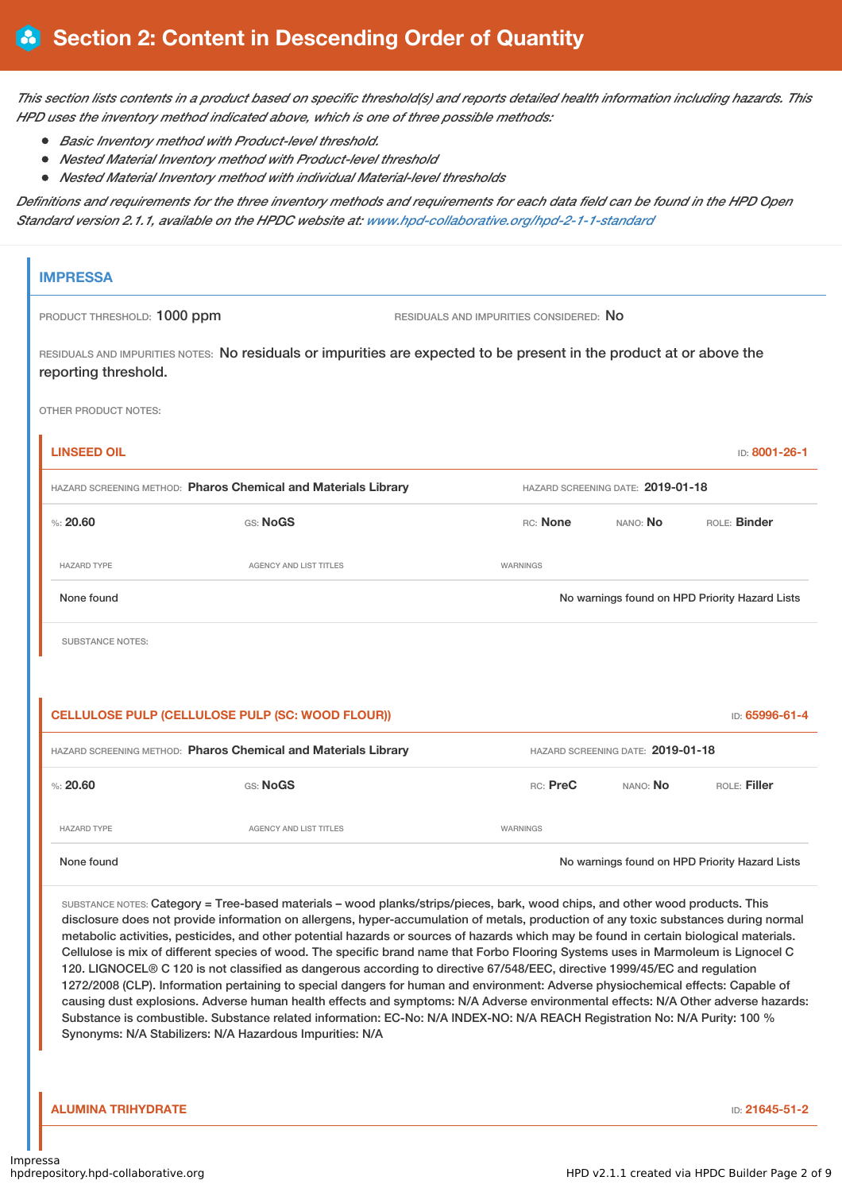# Section 2: Content in Descending Order of Quantity

*This section lists contents in a product based on specific threshold(s) and reports detailed health information including hazards. This HPD uses the inventory method indicated above, which is one of three possible methods:*

- *Basic Inventory method with Product-level threshold.*
- *Nested Material Inventory method with Product-level threshold*
- *Nested Material Inventory method with individual Material-level thresholds*

*Definitions and requirements for the three inventory methods and requirements for each data field can be found in the HPD Open Standard version 2.1.1, available on the HPDC website at: www.hpd-collaborative.org/hpd-2-1-1-standard*

## IMPRESSA

PRODUCT THRESHOLD: **1000 ppm**

RESIDUALS AND IMPURITIES CONSIDERED: **No**

RESIDUALS AND IMPURITIES NOTES: No residuals or impurities are expected to be present in the product at or above the reporting threshold.

OTHER PRODUCT NOTES:

### LINSEED OIL

ID: **8001-26-1**

HAZARD SCREENING METHOD: **Pharos Chemical and Materials Library**

HAZARD SCREENING DATE: **2019-01-18**

%: **20.60** | GS: **NoGS** | RC: **None** | NANO: **No** | ROLE: **Binder**

| HAZARD TYPE | AGENCY AND LIST TITLES | WARNINGS |
|---|---|---|
| None found | | No warnings found on HPD Priority Hazard Lists |

SUBSTANCE NOTES:

### CELLULOSE PULP (CELLULOSE PULP (SC: WOOD FLOUR))

ID: **65996-61-4**

HAZARD SCREENING METHOD: **Pharos Chemical and Materials Library**

HAZARD SCREENING DATE: **2019-01-18**

%: **20.60** | GS: **NoGS** | RC: **PreC** | NANO: **No** | ROLE: **Filler**

| HAZARD TYPE | AGENCY AND LIST TITLES | WARNINGS |
|---|---|---|
| None found | | No warnings found on HPD Priority Hazard Lists |

SUBSTANCE NOTES: Category = Tree-based materials – wood planks/strips/pieces, bark, wood chips, and other wood products. This disclosure does not provide information on allergens, hyper-accumulation of metals, production of any toxic substances during normal metabolic activities, pesticides, and other potential hazards or sources of hazards which may be found in certain biological materials. Cellulose is mix of different species of wood. The specific brand name that Forbo Flooring Systems uses in Marmoleum is Lignocel C 120. LIGNOCEL® C 120 is not classified as dangerous according to directive 67/548/EEC, directive 1999/45/EC and regulation 1272/2008 (CLP). Information pertaining to special dangers for human and environment: Adverse physiochemical effects: Capable of causing dust explosions. Adverse human health effects and symptoms: N/A Adverse environmental effects: N/A Other adverse hazards: Substance is combustible. Substance related information: EC-No: N/A INDEX-NO: N/A REACH Registration No: N/A Purity: 100 % Synonyms: N/A Stabilizers: N/A Hazardous Impurities: N/A

### ALUMINA TRIHYDRATE

ID: **21645-51-2**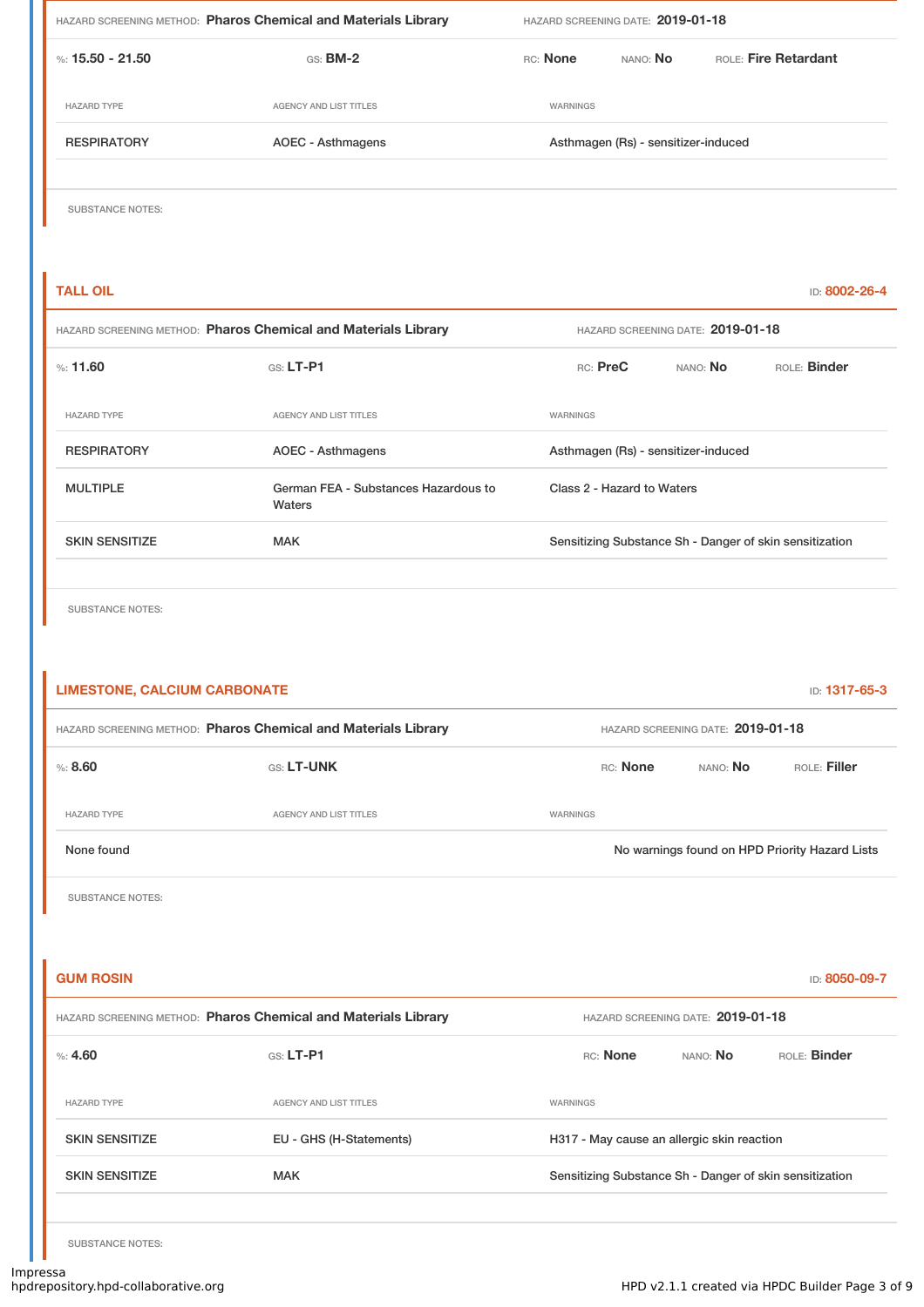HAZARD SCREENING METHOD: **Pharos Chemical and Materials Library** HAZARD SCREENING DATE: **2019-01-18**

%: **15.50 - 21.50** GS: **BM-2** RC: **None** NANO: **No** ROLE: **Fire Retardant**

| HAZARD TYPE | AGENCY AND LIST TITLES | WARNINGS |
|---|---|---|
| RESPIRATORY | AOEC - Asthmagens | Asthmagen (Rs) - sensitizer-induced |

SUBSTANCE NOTES:

## TALL OIL

ID: **8002-26-4**

HAZARD SCREENING METHOD: **Pharos Chemical and Materials Library** HAZARD SCREENING DATE: **2019-01-18**

%: **11.60** GS: **LT-P1** RC: **PreC** NANO: **No** ROLE: **Binder**

| HAZARD TYPE | AGENCY AND LIST TITLES | WARNINGS |
|---|---|---|
| RESPIRATORY | AOEC - Asthmagens | Asthmagen (Rs) - sensitizer-induced |
| MULTIPLE | German FEA - Substances Hazardous to Waters | Class 2 - Hazard to Waters |
| SKIN SENSITIZE | MAK | Sensitizing Substance Sh - Danger of skin sensitization |

SUBSTANCE NOTES:

## LIMESTONE, CALCIUM CARBONATE

ID: **1317-65-3**

HAZARD SCREENING METHOD: **Pharos Chemical and Materials Library** HAZARD SCREENING DATE: **2019-01-18**

%: **8.60** GS: **LT-UNK** RC: **None** NANO: **No** ROLE: **Filler**

| HAZARD TYPE | AGENCY AND LIST TITLES | WARNINGS |
|---|---|---|
| None found | | No warnings found on HPD Priority Hazard Lists |

SUBSTANCE NOTES:

## GUM ROSIN

ID: **8050-09-7**

HAZARD SCREENING METHOD: **Pharos Chemical and Materials Library** HAZARD SCREENING DATE: **2019-01-18**

%: **4.60** GS: **LT-P1** RC: **None** NANO: **No** ROLE: **Binder**

| HAZARD TYPE | AGENCY AND LIST TITLES | WARNINGS |
|---|---|---|
| SKIN SENSITIZE | EU - GHS (H-Statements) | H317 - May cause an allergic skin reaction |
| SKIN SENSITIZE | MAK | Sensitizing Substance Sh - Danger of skin sensitization |

SUBSTANCE NOTES: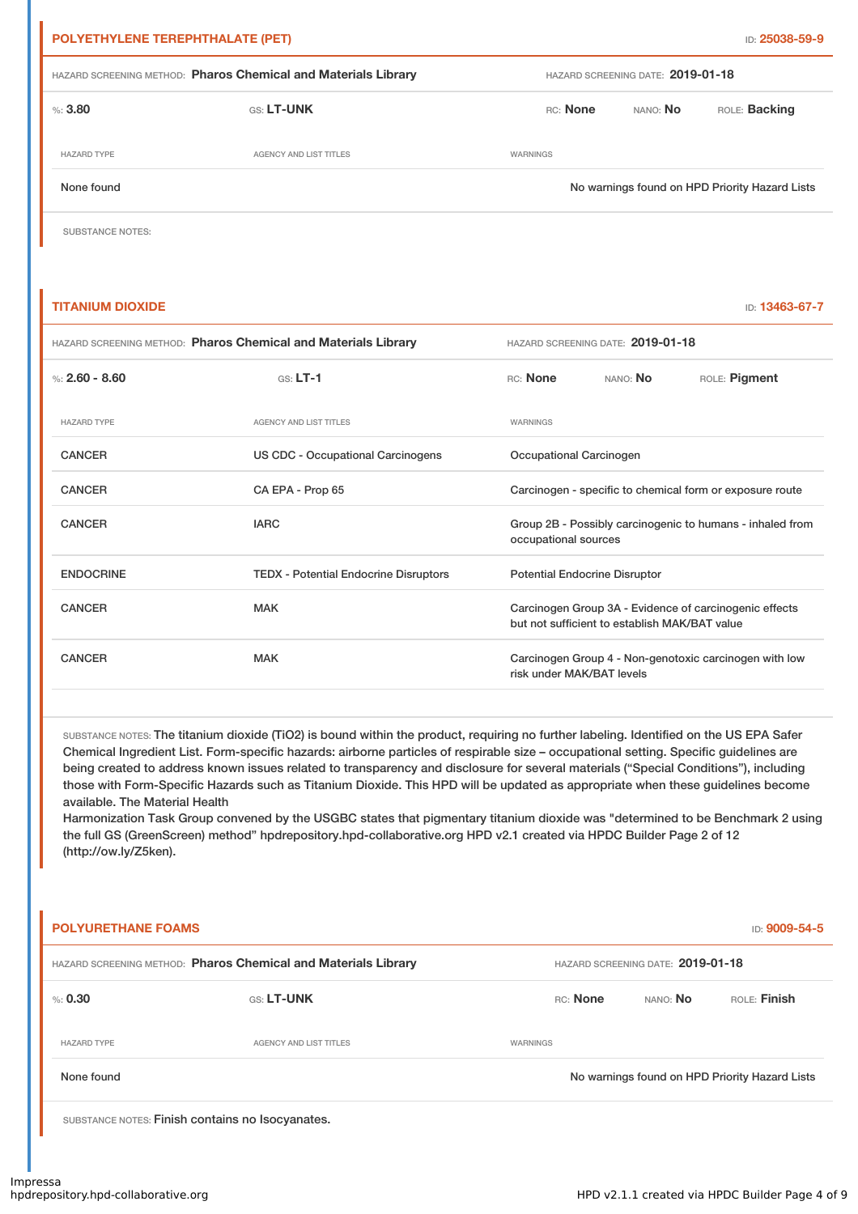## POLYETHYLENE TEREPHTHALATE (PET)

ID: **25038-59-9**

HAZARD SCREENING METHOD: **Pharos Chemical and Materials Library** HAZARD SCREENING DATE: **2019-01-18**

%: **3.80** GS: **LT-UNK** RC: **None** NANO: **No** ROLE: **Backing**

| HAZARD TYPE | AGENCY AND LIST TITLES | WARNINGS |
|---|---|---|
| None found | | No warnings found on HPD Priority Hazard Lists |

SUBSTANCE NOTES:

## TITANIUM DIOXIDE

ID: **13463-67-7**

HAZARD SCREENING METHOD: **Pharos Chemical and Materials Library** HAZARD SCREENING DATE: **2019-01-18**

%: **2.60 - 8.60** GS: **LT-1** RC: **None** NANO: **No** ROLE: **Pigment**

| HAZARD TYPE | AGENCY AND LIST TITLES | WARNINGS |
|---|---|---|
| CANCER | US CDC - Occupational Carcinogens | Occupational Carcinogen |
| CANCER | CA EPA - Prop 65 | Carcinogen - specific to chemical form or exposure route |
| CANCER | IARC | Group 2B - Possibly carcinogenic to humans - inhaled from occupational sources |
| ENDOCRINE | TEDX - Potential Endocrine Disruptors | Potential Endocrine Disruptor |
| CANCER | MAK | Carcinogen Group 3A - Evidence of carcinogenic effects but not sufficient to establish MAK/BAT value |
| CANCER | MAK | Carcinogen Group 4 - Non-genotoxic carcinogen with low risk under MAK/BAT levels |

SUBSTANCE NOTES: The titanium dioxide ($TiO_2$) is bound within the product, requiring no further labeling. Identified on the US EPA Safer Chemical Ingredient List. Form-specific hazards: airborne particles of respirable size – occupational setting. Specific guidelines are being created to address known issues related to transparency and disclosure for several materials ("Special Conditions"), including those with Form-Specific Hazards such as Titanium Dioxide. This HPD will be updated as appropriate when these guidelines become available. The Material Health
Harmonization Task Group convened by the USGBC states that pigmentary titanium dioxide was "determined to be Benchmark 2 using the full GS (GreenScreen) method" hpdrepository.hpd-collaborative.org HPD v2.1 created via HPDC Builder Page 2 of 12 (http://ow.ly/Z5ken).

## POLYURETHANE FOAMS

ID: **9009-54-5**

HAZARD SCREENING METHOD: **Pharos Chemical and Materials Library** HAZARD SCREENING DATE: **2019-01-18**

%: **0.30** GS: **LT-UNK** RC: **None** NANO: **No** ROLE: **Finish**

| HAZARD TYPE | AGENCY AND LIST TITLES | WARNINGS |
|---|---|---|
| None found | | No warnings found on HPD Priority Hazard Lists |

SUBSTANCE NOTES: Finish contains no Isocyanates.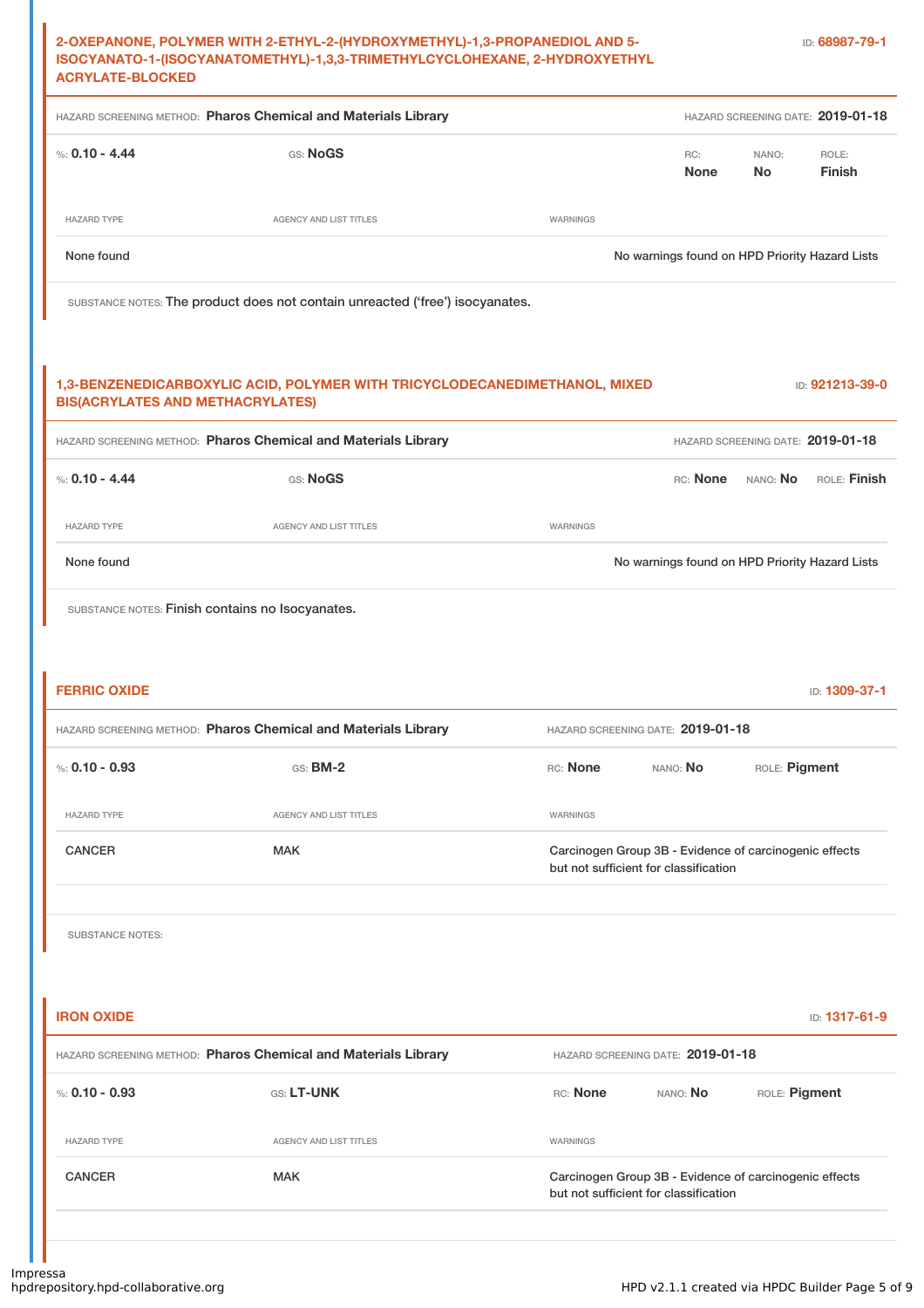## 2-OXEPANONE, POLYMER WITH 2-ETHYL-2-(HYDROXYMETHYL)-1,3-PROPANEDIOL AND 5-ISOCYANATO-1-(ISOCYANATOMETHYL)-1,3,3-TRIMETHYLCYCLOHEXANE, 2-HYDROXYETHYL ACRYLATE-BLOCKED

ID: 68987-79-1

HAZARD SCREENING METHOD: **Pharos Chemical and Materials Library** HAZARD SCREENING DATE: **2019-01-18**

%: **0.10 - 4.44** GS: **NoGS** RC: **None** NANO: **No** ROLE: **Finish**

| HAZARD TYPE | AGENCY AND LIST TITLES | WARNINGS |
|---|---|---|
| None found | | No warnings found on HPD Priority Hazard Lists |

SUBSTANCE NOTES: The product does not contain unreacted ('free') isocyanates.

## 1,3-BENZENEDICARBOXYLIC ACID, POLYMER WITH TRICYCLODECANEDIMETHANOL, MIXED BIS(ACRYLATES AND METHACRYLATES)

ID: 921213-39-0

HAZARD SCREENING METHOD: **Pharos Chemical and Materials Library** HAZARD SCREENING DATE: **2019-01-18**

%: **0.10 - 4.44** GS: **NoGS** RC: **None** NANO: **No** ROLE: **Finish**

| HAZARD TYPE | AGENCY AND LIST TITLES | WARNINGS |
|---|---|---|
| None found | | No warnings found on HPD Priority Hazard Lists |

SUBSTANCE NOTES: Finish contains no Isocyanates.

## FERRIC OXIDE

ID: 1309-37-1

HAZARD SCREENING METHOD: **Pharos Chemical and Materials Library** HAZARD SCREENING DATE: **2019-01-18**

%: **0.10 - 0.93** GS: **BM-2** RC: **None** NANO: **No** ROLE: **Pigment**

| HAZARD TYPE | AGENCY AND LIST TITLES | WARNINGS |
|---|---|---|
| CANCER | MAK | Carcinogen Group 3B - Evidence of carcinogenic effects but not sufficient for classification |

SUBSTANCE NOTES:

## IRON OXIDE

ID: 1317-61-9

HAZARD SCREENING METHOD: **Pharos Chemical and Materials Library** HAZARD SCREENING DATE: **2019-01-18**

%: **0.10 - 0.93** GS: **LT-UNK** RC: **None** NANO: **No** ROLE: **Pigment**

| HAZARD TYPE | AGENCY AND LIST TITLES | WARNINGS |
|---|---|---|
| CANCER | MAK | Carcinogen Group 3B - Evidence of carcinogenic effects but not sufficient for classification |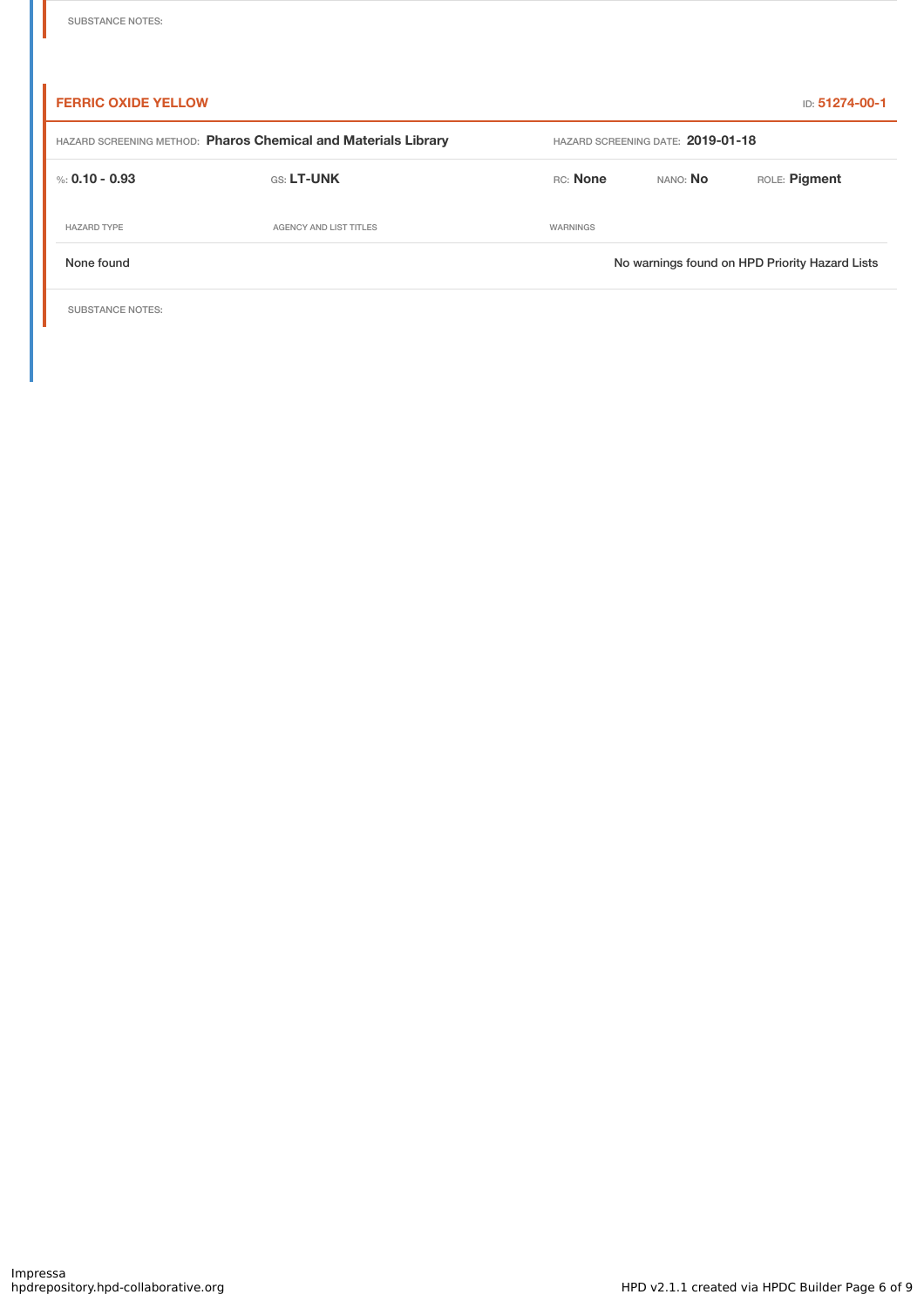SUBSTANCE NOTES:

### FERRIC OXIDE YELLOW

ID: **51274-00-1**

HAZARD SCREENING METHOD: **Pharos Chemical and Materials Library** HAZARD SCREENING DATE: **2019-01-18**

%: **0.10 - 0.93** GS: **LT-UNK** RC: **None** NANO: **No** ROLE: **Pigment**

| HAZARD TYPE | AGENCY AND LIST TITLES | WARNINGS |
| --- | --- | --- |
| None found | | No warnings found on HPD Priority Hazard Lists |

SUBSTANCE NOTES: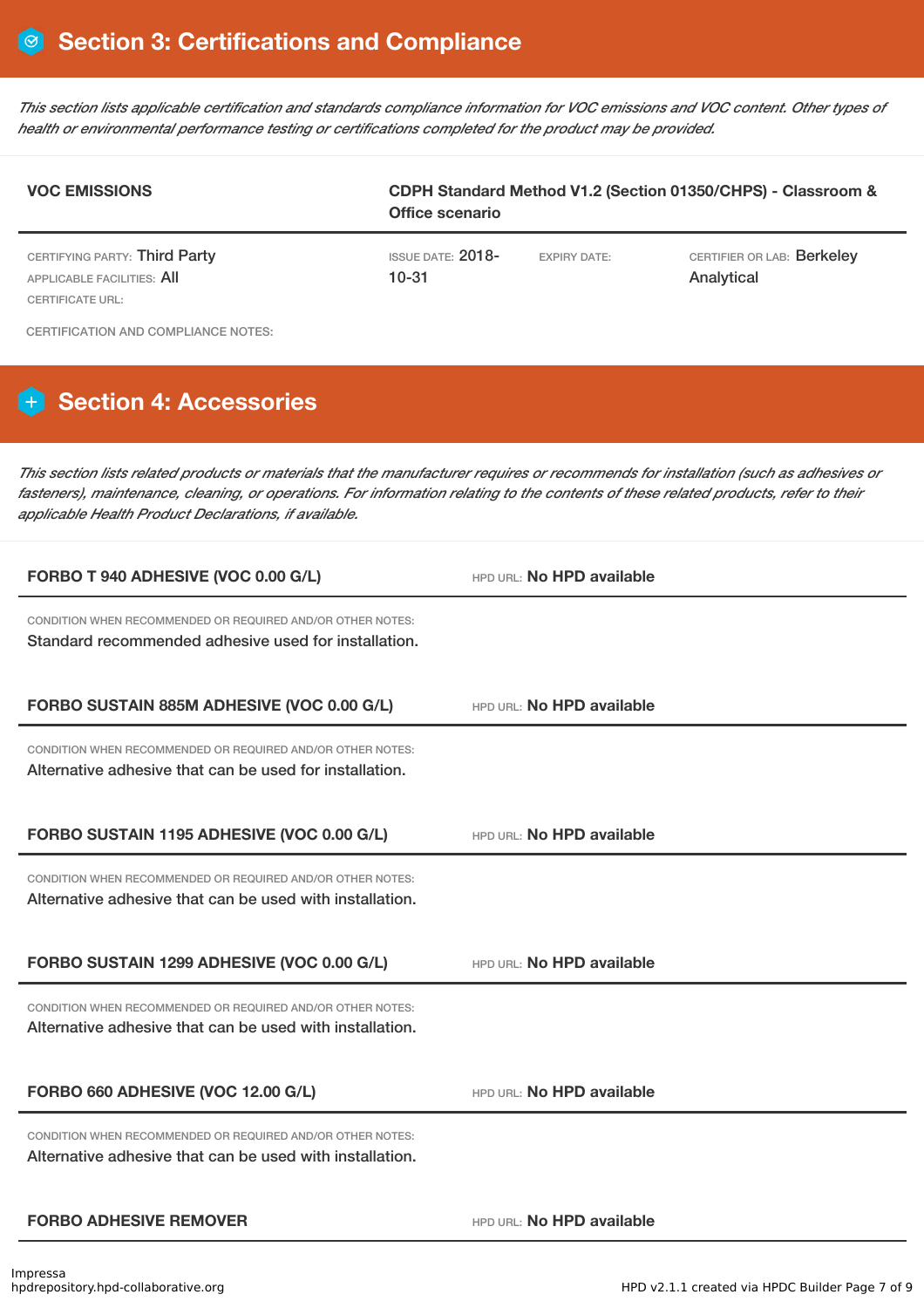## Section 3: Certifications and Compliance

*This section lists applicable certification and standards compliance information for VOC emissions and VOC content. Other types of health or environmental performance testing or certifications completed for the product may be provided.*

**VOC EMISSIONS** — **CDPH Standard Method V1.2 (Section 01350/CHPS) - Classroom & Office scenario**

CERTIFYING PARTY: Third Party
APPLICABLE FACILITIES: All
CERTIFICATE URL:

ISSUE DATE: 2018-10-31

EXPIRY DATE:

CERTIFIER OR LAB: Berkeley Analytical

CERTIFICATION AND COMPLIANCE NOTES:

## Section 4: Accessories

*This section lists related products or materials that the manufacturer requires or recommends for installation (such as adhesives or fasteners), maintenance, cleaning, or operations. For information relating to the contents of these related products, refer to their applicable Health Product Declarations, if available.*

**FORBO T 940 ADHESIVE (VOC 0.00 G/L)** — HPD URL: **No HPD available**

CONDITION WHEN RECOMMENDED OR REQUIRED AND/OR OTHER NOTES:
Standard recommended adhesive used for installation.

**FORBO SUSTAIN 885M ADHESIVE (VOC 0.00 G/L)** — HPD URL: **No HPD available**

CONDITION WHEN RECOMMENDED OR REQUIRED AND/OR OTHER NOTES:
Alternative adhesive that can be used for installation.

**FORBO SUSTAIN 1195 ADHESIVE (VOC 0.00 G/L)** — HPD URL: **No HPD available**

CONDITION WHEN RECOMMENDED OR REQUIRED AND/OR OTHER NOTES:
Alternative adhesive that can be used with installation.

**FORBO SUSTAIN 1299 ADHESIVE (VOC 0.00 G/L)** — HPD URL: **No HPD available**

CONDITION WHEN RECOMMENDED OR REQUIRED AND/OR OTHER NOTES:
Alternative adhesive that can be used with installation.

**FORBO 660 ADHESIVE (VOC 12.00 G/L)** — HPD URL: **No HPD available**

CONDITION WHEN RECOMMENDED OR REQUIRED AND/OR OTHER NOTES:
Alternative adhesive that can be used with installation.

**FORBO ADHESIVE REMOVER** — HPD URL: **No HPD available**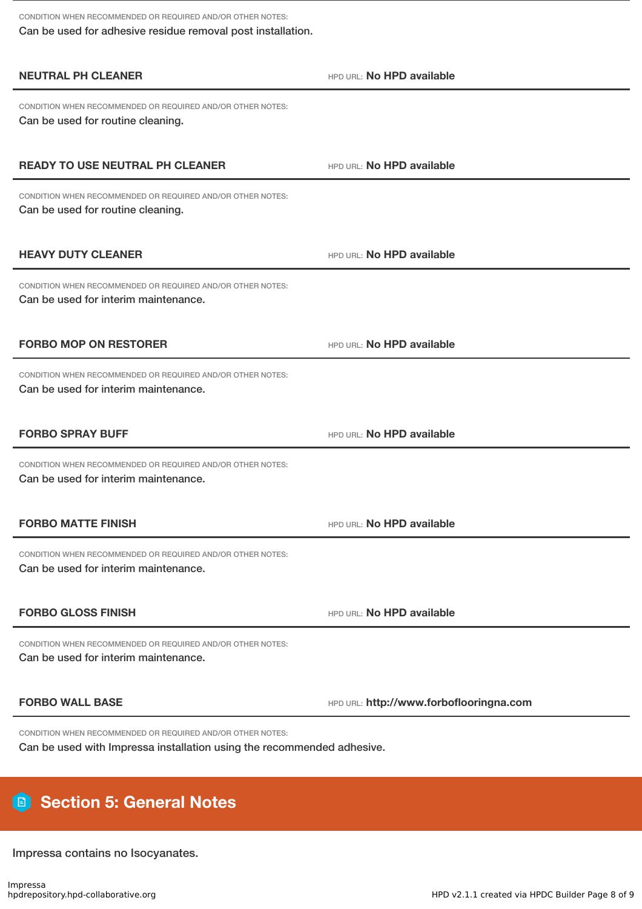CONDITION WHEN RECOMMENDED OR REQUIRED AND/OR OTHER NOTES:
Can be used for adhesive residue removal post installation.

**NEUTRAL PH CLEANER** HPD URL: **No HPD available**

CONDITION WHEN RECOMMENDED OR REQUIRED AND/OR OTHER NOTES:
Can be used for routine cleaning.

**READY TO USE NEUTRAL PH CLEANER** HPD URL: **No HPD available**

CONDITION WHEN RECOMMENDED OR REQUIRED AND/OR OTHER NOTES:
Can be used for routine cleaning.

**HEAVY DUTY CLEANER** HPD URL: **No HPD available**

CONDITION WHEN RECOMMENDED OR REQUIRED AND/OR OTHER NOTES:
Can be used for interim maintenance.

**FORBO MOP ON RESTORER** HPD URL: **No HPD available**

CONDITION WHEN RECOMMENDED OR REQUIRED AND/OR OTHER NOTES:
Can be used for interim maintenance.

**FORBO SPRAY BUFF** HPD URL: **No HPD available**

CONDITION WHEN RECOMMENDED OR REQUIRED AND/OR OTHER NOTES:
Can be used for interim maintenance.

**FORBO MATTE FINISH** HPD URL: **No HPD available**

CONDITION WHEN RECOMMENDED OR REQUIRED AND/OR OTHER NOTES:
Can be used for interim maintenance.

**FORBO GLOSS FINISH** HPD URL: **No HPD available**

CONDITION WHEN RECOMMENDED OR REQUIRED AND/OR OTHER NOTES:
Can be used for interim maintenance.

**FORBO WALL BASE** HPD URL: **http://www.forboflooringna.com**

CONDITION WHEN RECOMMENDED OR REQUIRED AND/OR OTHER NOTES:
Can be used with Impressa installation using the recommended adhesive.

## Section 5: General Notes

Impressa contains no Isocyanates.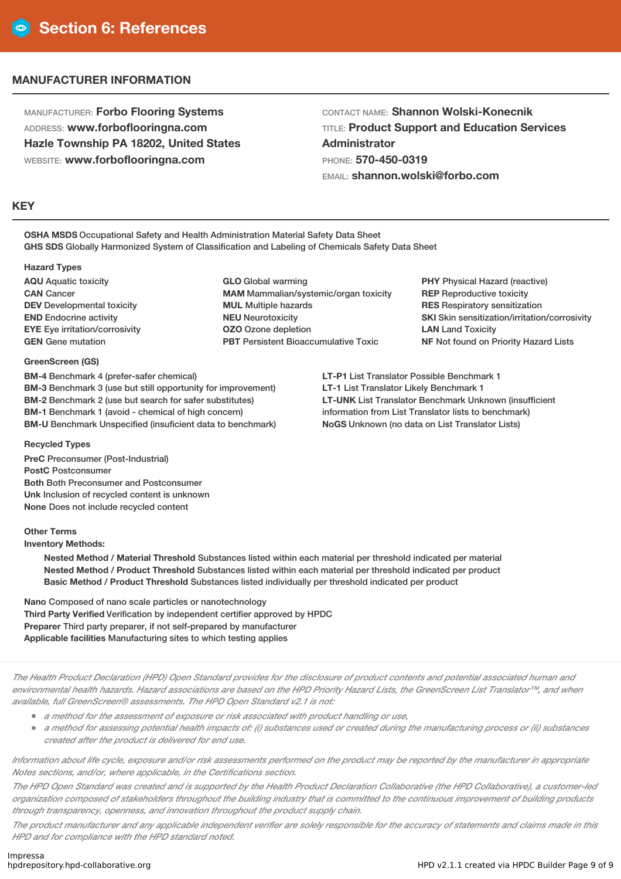# Section 6: References

## MANUFACTURER INFORMATION

MANUFACTURER: **Forbo Flooring Systems**
ADDRESS: **www.forboflooringna.com**
**Hazle Township PA 18202, United States**
WEBSITE: **www.forboflooringna.com**

CONTACT NAME: **Shannon Wolski-Konecnik**
TITLE: **Product Support and Education Services Administrator**
PHONE: **570-450-0319**
EMAIL: **shannon.wolski@forbo.com**

## KEY

**OSHA MSDS** Occupational Safety and Health Administration Material Safety Data Sheet
**GHS SDS** Globally Harmonized System of Classification and Labeling of Chemicals Safety Data Sheet

**Hazard Types**

**AQU** Aquatic toxicity
**CAN** Cancer
**DEV** Developmental toxicity
**END** Endocrine activity
**EYE** Eye irritation/corrosivity
**GEN** Gene mutation
**GLO** Global warming
**MAM** Mammalian/systemic/organ toxicity
**MUL** Multiple hazards
**NEU** Neurotoxicity
**OZO** Ozone depletion
**PBT** Persistent Bioaccumulative Toxic
**PHY** Physical Hazard (reactive)
**REP** Reproductive toxicity
**RES** Respiratory sensitization
**SKI** Skin sensitization/irritation/corrosivity
**LAN** Land Toxicity
**NF** Not found on Priority Hazard Lists

**GreenScreen (GS)**

**BM-4** Benchmark 4 (prefer-safer chemical)
**BM-3** Benchmark 3 (use but still opportunity for improvement)
**BM-2** Benchmark 2 (use but search for safer substitutes)
**BM-1** Benchmark 1 (avoid - chemical of high concern)
**BM-U** Benchmark Unspecified (insuficient data to benchmark)
**LT-P1** List Translator Possible Benchmark 1
**LT-1** List Translator Likely Benchmark 1
**LT-UNK** List Translator Benchmark Unknown (insufficient information from List Translator lists to benchmark)
**NoGS** Unknown (no data on List Translator Lists)

**Recycled Types**

**PreC** Preconsumer (Post-Industrial)
**PostC** Postconsumer
**Both** Both Preconsumer and Postconsumer
**Unk** Inclusion of recycled content is unknown
**None** Does not include recycled content

**Other Terms**
**Inventory Methods:**

- **Nested Method / Material Threshold** Substances listed within each material per threshold indicated per material
- **Nested Method / Product Threshold** Substances listed within each material per threshold indicated per product
- **Basic Method / Product Threshold** Substances listed individually per threshold indicated per product

**Nano** Composed of nano scale particles or nanotechnology
**Third Party Verified** Verification by independent certifier approved by HPDC
**Preparer** Third party preparer, if not self-prepared by manufacturer
**Applicable facilities** Manufacturing sites to which testing applies

*The Health Product Declaration (HPD) Open Standard provides for the disclosure of product contents and potential associated human and environmental health hazards. Hazard associations are based on the HPD Priority Hazard Lists, the GreenScreen List Translator™, and when available, full GreenScreen® assessments. The HPD Open Standard v2.1 is not:*

- *a method for the assessment of exposure or risk associated with product handling or use,*
- *a method for assessing potential health impacts of: (i) substances used or created during the manufacturing process or (ii) substances created after the product is delivered for end use.*

*Information about life cycle, exposure and/or risk assessments performed on the product may be reported by the manufacturer in appropriate Notes sections, and/or, where applicable, in the Certifications section.*

*The HPD Open Standard was created and is supported by the Health Product Declaration Collaborative (the HPD Collaborative), a customer-led organization composed of stakeholders throughout the building industry that is committed to the continuous improvement of building products through transparency, openness, and innovation throughout the product supply chain.*

*The product manufacturer and any applicable independent verifier are solely responsible for the accuracy of statements and claims made in this HPD and for compliance with the HPD standard noted.*